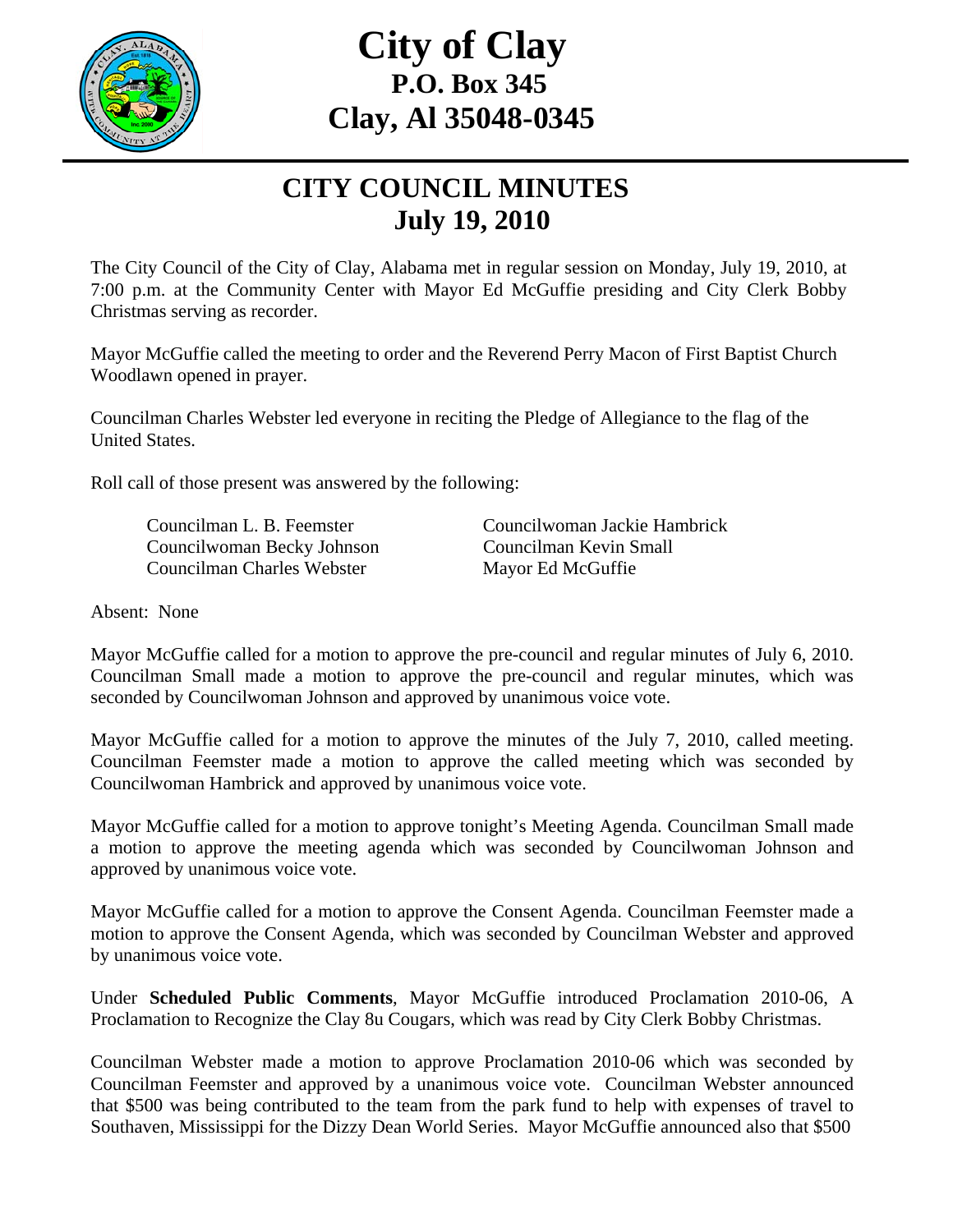# City of Clay
## P.O. Box 345
## Clay, Al 35048-0345

---

# CITY COUNCIL MINUTES
## July 19, 2010

The City Council of the City of Clay, Alabama met in regular session on Monday, July 19, 2010, at 7:00 p.m. at the Community Center with Mayor Ed McGuffie presiding and City Clerk Bobby Christmas serving as recorder.

Mayor McGuffie called the meeting to order and the Reverend Perry Macon of First Baptist Church Woodlawn opened in prayer.

Councilman Charles Webster led everyone in reciting the Pledge of Allegiance to the flag of the United States.

Roll call of those present was answered by the following:

Councilman L. B. Feemster
Councilwoman Becky Johnson
Councilman Charles Webster
Councilwoman Jackie Hambrick
Councilman Kevin Small
Mayor Ed McGuffie

Absent: None

Mayor McGuffie called for a motion to approve the pre-council and regular minutes of July 6, 2010. Councilman Small made a motion to approve the pre-council and regular minutes, which was seconded by Councilwoman Johnson and approved by unanimous voice vote.

Mayor McGuffie called for a motion to approve the minutes of the July 7, 2010, called meeting. Councilman Feemster made a motion to approve the called meeting which was seconded by Councilwoman Hambrick and approved by unanimous voice vote.

Mayor McGuffie called for a motion to approve tonight's Meeting Agenda. Councilman Small made a motion to approve the meeting agenda which was seconded by Councilwoman Johnson and approved by unanimous voice vote.

Mayor McGuffie called for a motion to approve the Consent Agenda. Councilman Feemster made a motion to approve the Consent Agenda, which was seconded by Councilman Webster and approved by unanimous voice vote.

Under **Scheduled Public Comments**, Mayor McGuffie introduced Proclamation 2010-06, A Proclamation to Recognize the Clay 8u Cougars, which was read by City Clerk Bobby Christmas.

Councilman Webster made a motion to approve Proclamation 2010-06 which was seconded by Councilman Feemster and approved by a unanimous voice vote. Councilman Webster announced that $500 was being contributed to the team from the park fund to help with expenses of travel to Southaven, Mississippi for the Dizzy Dean World Series. Mayor McGuffie announced also that $500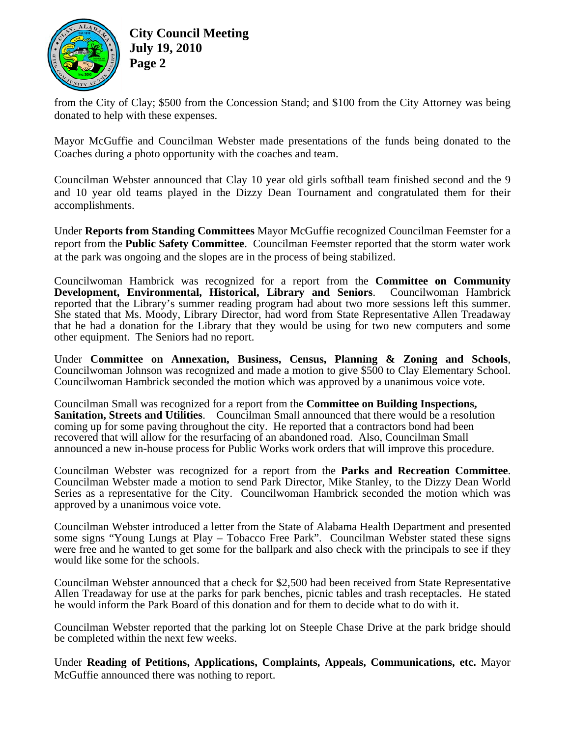from the City of Clay; $500 from the Concession Stand; and $100 from the City Attorney was being donated to help with these expenses.

Mayor McGuffie and Councilman Webster made presentations of the funds being donated to the Coaches during a photo opportunity with the coaches and team.

Councilman Webster announced that Clay 10 year old girls softball team finished second and the 9 and 10 year old teams played in the Dizzy Dean Tournament and congratulated them for their accomplishments.

Under **Reports from Standing Committees** Mayor McGuffie recognized Councilman Feemster for a report from the **Public Safety Committee**. Councilman Feemster reported that the storm water work at the park was ongoing and the slopes are in the process of being stabilized.

Councilwoman Hambrick was recognized for a report from the **Committee on Community Development, Environmental, Historical, Library and Seniors**. Councilwoman Hambrick reported that the Library's summer reading program had about two more sessions left this summer. She stated that Ms. Moody, Library Director, had word from State Representative Allen Treadaway that he had a donation for the Library that they would be using for two new computers and some other equipment. The Seniors had no report.

Under **Committee on Annexation, Business, Census, Planning & Zoning and Schools**, Councilwoman Johnson was recognized and made a motion to give $500 to Clay Elementary School. Councilwoman Hambrick seconded the motion which was approved by a unanimous voice vote.

Councilman Small was recognized for a report from the **Committee on Building Inspections, Sanitation, Streets and Utilities**. Councilman Small announced that there would be a resolution coming up for some paving throughout the city. He reported that a contractors bond had been recovered that will allow for the resurfacing of an abandoned road. Also, Councilman Small announced a new in-house process for Public Works work orders that will improve this procedure.

Councilman Webster was recognized for a report from the **Parks and Recreation Committee**. Councilman Webster made a motion to send Park Director, Mike Stanley, to the Dizzy Dean World Series as a representative for the City. Councilwoman Hambrick seconded the motion which was approved by a unanimous voice vote.

Councilman Webster introduced a letter from the State of Alabama Health Department and presented some signs "Young Lungs at Play – Tobacco Free Park". Councilman Webster stated these signs were free and he wanted to get some for the ballpark and also check with the principals to see if they would like some for the schools.

Councilman Webster announced that a check for $2,500 had been received from State Representative Allen Treadaway for use at the parks for park benches, picnic tables and trash receptacles. He stated he would inform the Park Board of this donation and for them to decide what to do with it.

Councilman Webster reported that the parking lot on Steeple Chase Drive at the park bridge should be completed within the next few weeks.

Under **Reading of Petitions, Applications, Complaints, Appeals, Communications, etc.** Mayor McGuffie announced there was nothing to report.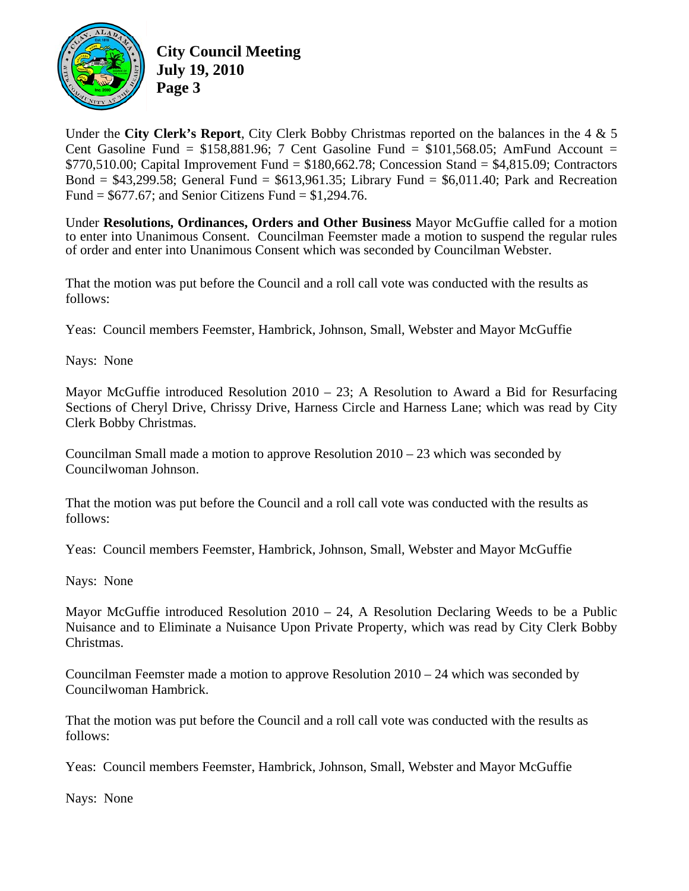Under the **City Clerk's Report**, City Clerk Bobby Christmas reported on the balances in the 4 & 5 Cent Gasoline Fund = $158,881.96; 7 Cent Gasoline Fund = $101,568.05; AmFund Account = $770,510.00; Capital Improvement Fund = $180,662.78; Concession Stand = $4,815.09; Contractors Bond = $43,299.58; General Fund = $613,961.35; Library Fund = $6,011.40; Park and Recreation Fund = $677.67; and Senior Citizens Fund = $1,294.76.

Under **Resolutions, Ordinances, Orders and Other Business** Mayor McGuffie called for a motion to enter into Unanimous Consent. Councilman Feemster made a motion to suspend the regular rules of order and enter into Unanimous Consent which was seconded by Councilman Webster.

That the motion was put before the Council and a roll call vote was conducted with the results as follows:

Yeas: Council members Feemster, Hambrick, Johnson, Small, Webster and Mayor McGuffie

Nays: None

Mayor McGuffie introduced Resolution 2010 – 23; A Resolution to Award a Bid for Resurfacing Sections of Cheryl Drive, Chrissy Drive, Harness Circle and Harness Lane; which was read by City Clerk Bobby Christmas.

Councilman Small made a motion to approve Resolution 2010 – 23 which was seconded by Councilwoman Johnson.

That the motion was put before the Council and a roll call vote was conducted with the results as follows:

Yeas: Council members Feemster, Hambrick, Johnson, Small, Webster and Mayor McGuffie

Nays: None

Mayor McGuffie introduced Resolution 2010 – 24, A Resolution Declaring Weeds to be a Public Nuisance and to Eliminate a Nuisance Upon Private Property, which was read by City Clerk Bobby Christmas.

Councilman Feemster made a motion to approve Resolution 2010 – 24 which was seconded by Councilwoman Hambrick.

That the motion was put before the Council and a roll call vote was conducted with the results as follows:

Yeas: Council members Feemster, Hambrick, Johnson, Small, Webster and Mayor McGuffie

Nays: None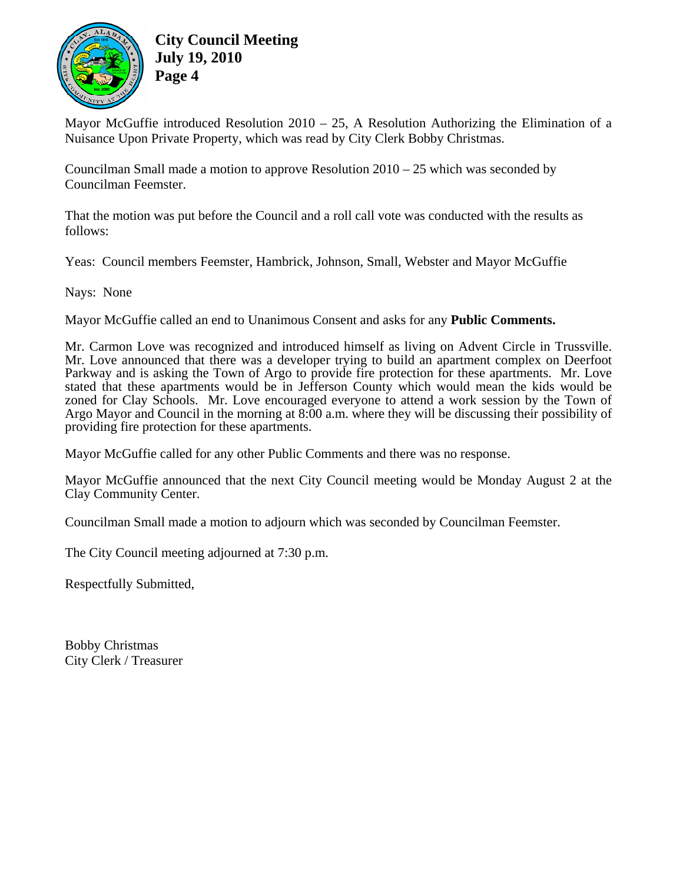Mayor McGuffie introduced Resolution 2010 – 25, A Resolution Authorizing the Elimination of a Nuisance Upon Private Property, which was read by City Clerk Bobby Christmas.

Councilman Small made a motion to approve Resolution 2010 – 25 which was seconded by Councilman Feemster.

That the motion was put before the Council and a roll call vote was conducted with the results as follows:

Yeas: Council members Feemster, Hambrick, Johnson, Small, Webster and Mayor McGuffie

Nays: None

Mayor McGuffie called an end to Unanimous Consent and asks for any **Public Comments.**

Mr. Carmon Love was recognized and introduced himself as living on Advent Circle in Trussville. Mr. Love announced that there was a developer trying to build an apartment complex on Deerfoot Parkway and is asking the Town of Argo to provide fire protection for these apartments. Mr. Love stated that these apartments would be in Jefferson County which would mean the kids would be zoned for Clay Schools. Mr. Love encouraged everyone to attend a work session by the Town of Argo Mayor and Council in the morning at 8:00 a.m. where they will be discussing their possibility of providing fire protection for these apartments.

Mayor McGuffie called for any other Public Comments and there was no response.

Mayor McGuffie announced that the next City Council meeting would be Monday August 2 at the Clay Community Center.

Councilman Small made a motion to adjourn which was seconded by Councilman Feemster.

The City Council meeting adjourned at 7:30 p.m.

Respectfully Submitted,

Bobby Christmas
City Clerk / Treasurer